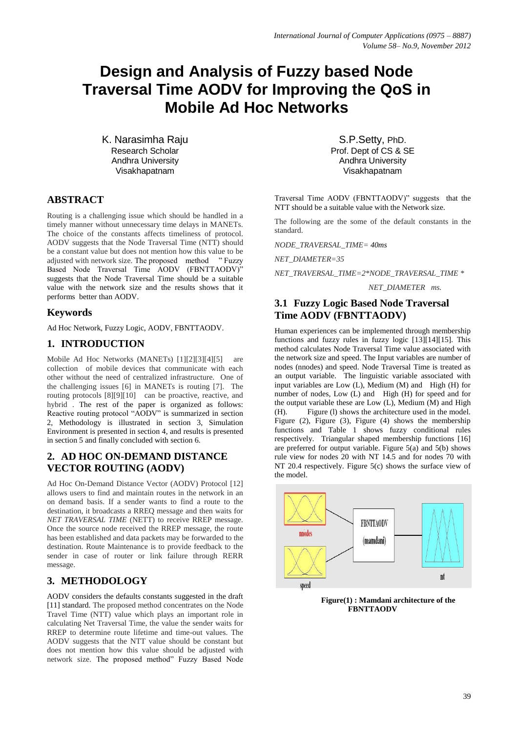# Design and Analysis of Fuzzy based Node Traversal Time AODV for Improving the QoS in Mobile Ad Hoc Networks

K. Narasimha Raju
Research Scholar
Andhra University
Visakhapatnam

S.P.Setty, PhD.
Prof. Dept of CS & SE
Andhra University
Visakhapatnam

## ABSTRACT

Routing is a challenging issue which should be handled in a timely manner without unnecessary time delays in MANETs. The choice of the constants affects timeliness of protocol. AODV suggests that the Node Traversal Time (NTT) should be a constant value but does not mention how this value to be adjusted with network size. The proposed method " Fuzzy Based Node Traversal Time AODV (FBNTTAODV)" suggests that the Node Traversal Time should be a suitable value with the network size and the results shows that it performs better than AODV.

## Keywords

Ad Hoc Network, Fuzzy Logic, AODV, FBNTTAODV.

## 1. INTRODUCTION

Mobile Ad Hoc Networks (MANETs) [1][2][3][4][5] are collection of mobile devices that communicate with each other without the need of centralized infrastructure. One of the challenging issues [6] in MANETs is routing [7]. The routing protocols [8][9][10] can be proactive, reactive, and hybrid . The rest of the paper is organized as follows: Reactive routing protocol "AODV" is summarized in section 2, Methodology is illustrated in section 3, Simulation Environment is presented in section 4, and results is presented in section 5 and finally concluded with section 6.

## 2. AD HOC ON-DEMAND DISTANCE VECTOR ROUTING (AODV)

Ad Hoc On-Demand Distance Vector (AODV) Protocol [12] allows users to find and maintain routes in the network in an on demand basis. If a sender wants to find a route to the destination, it broadcasts a RREQ message and then waits for *NET TRAVERSAL TIME* (NETT) to receive RREP message. Once the source node received the RREP message, the route has been established and data packets may be forwarded to the destination. Route Maintenance is to provide feedback to the sender in case of router or link failure through RERR message.

## 3. METHODOLOGY

AODV considers the defaults constants suggested in the draft [11] standard. The proposed method concentrates on the Node Travel Time (NTT) value which plays an important role in calculating Net Traversal Time, the value the sender waits for RREP to determine route lifetime and time-out values. The AODV suggests that the NTT value should be constant but does not mention how this value should be adjusted with network size. The proposed method" Fuzzy Based Node Traversal Time AODV (FBNTTAODV)" suggests that the NTT should be a suitable value with the Network size.

The following are the some of the default constants in the standard.

*NODE_TRAVERSAL_TIME= 40ms*

*NET_DIAMETER=35*

*NET_TRAVERSAL_TIME=2*NODE_TRAVERSAL_TIME * NET_DIAMETER ms.*

### 3.1 Fuzzy Logic Based Node Traversal Time AODV (FBNTTAODV)

Human experiences can be implemented through membership functions and fuzzy rules in fuzzy logic [13][14][15]. This method calculates Node Traversal Time value associated with the network size and speed. The Input variables are number of nodes (nnodes) and speed. Node Traversal Time is treated as an output variable. The linguistic variable associated with input variables are Low (L), Medium (M) and High (H) for number of nodes, Low (L) and High (H) for speed and for the output variable these are Low (L), Medium (M) and High (H). Figure (l) shows the architecture used in the model. Figure (2), Figure (3), Figure (4) shows the membership functions and Table 1 shows fuzzy conditional rules respectively. Triangular shaped membership functions [16] are preferred for output variable. Figure 5(a) and 5(b) shows rule view for nodes 20 with NT 14.5 and for nodes 70 with NT 20.4 respectively. Figure 5(c) shows the surface view of the model.

**Figure(1) : Mamdani architecture of the FBNTTAODV**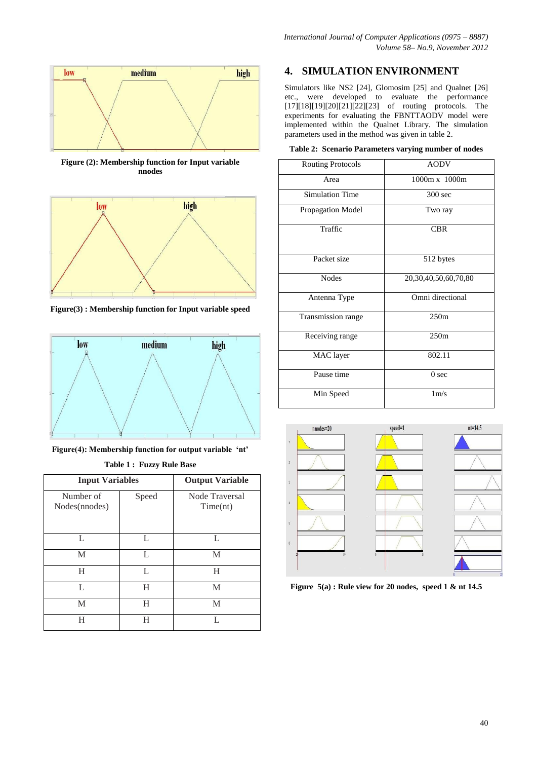Figure (2): Membership function for Input variable nnodes

Figure(3) : Membership function for Input variable speed

Figure(4): Membership function for output variable 'nt'

**Table 1 : Fuzzy Rule Base**

| Input Variables | | Output Variable |
|---|---|---|
| Number of Nodes(nnodes) | Speed | Node Traversal Time(nt) |
| L | L | L |
| M | L | M |
| H | L | H |
| L | H | M |
| M | H | M |
| H | H | L |

## 4. SIMULATION ENVIRONMENT

Simulators like NS2 [24], Glomosim [25] and Qualnet [26] etc., were developed to evaluate the performance [17][18][19][20][21][22][23] of routing protocols. The experiments for evaluating the FBNTTAODV model were implemented within the Qualnet Library. The simulation parameters used in the method was given in table 2.

**Table 2: Scenario Parameters varying number of nodes**

| Routing Protocols | AODV |
|---|---|
| Area | 1000m x 1000m |
| Simulation Time | 300 sec |
| Propagation Model | Two ray |
| Traffic | CBR |
| Packet size | 512 bytes |
| Nodes | 20,30,40,50,60,70,80 |
| Antenna Type | Omni directional |
| Transmission range | 250m |
| Receiving range | 250m |
| MAC layer | 802.11 |
| Pause time | 0 sec |
| Min Speed | 1m/s |

Figure 5(a) : Rule view for 20 nodes, speed 1 & nt 14.5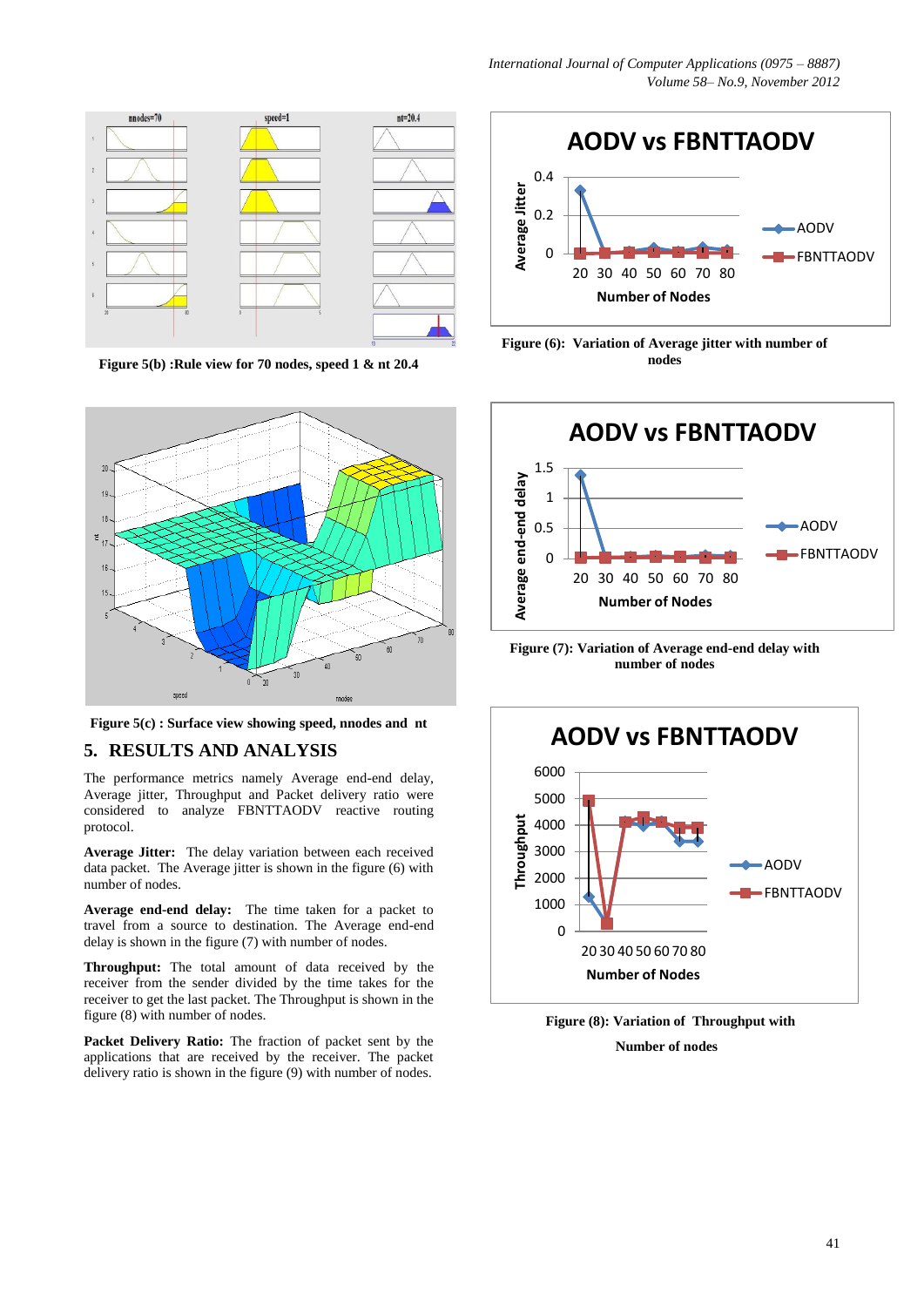Figure 5(b) :Rule view for 70 nodes, speed 1 & nt 20.4

Figure 5(c) : Surface view showing speed, nnodes and nt

## 5. RESULTS AND ANALYSIS

The performance metrics namely Average end-end delay, Average jitter, Throughput and Packet delivery ratio were considered to analyze FBNTTAODV reactive routing protocol.

**Average Jitter:** The delay variation between each received data packet. The Average jitter is shown in the figure (6) with number of nodes.

**Average end-end delay:** The time taken for a packet to travel from a source to destination. The Average end-end delay is shown in the figure (7) with number of nodes.

**Throughput:** The total amount of data received by the receiver from the sender divided by the time takes for the receiver to get the last packet. The Throughput is shown in the figure (8) with number of nodes.

**Packet Delivery Ratio:** The fraction of packet sent by the applications that are received by the receiver. The packet delivery ratio is shown in the figure (9) with number of nodes.

Figure (6): Variation of Average jitter with number of nodes

Figure (7): Variation of Average end-end delay with number of nodes

Figure (8): Variation of Throughput with Number of nodes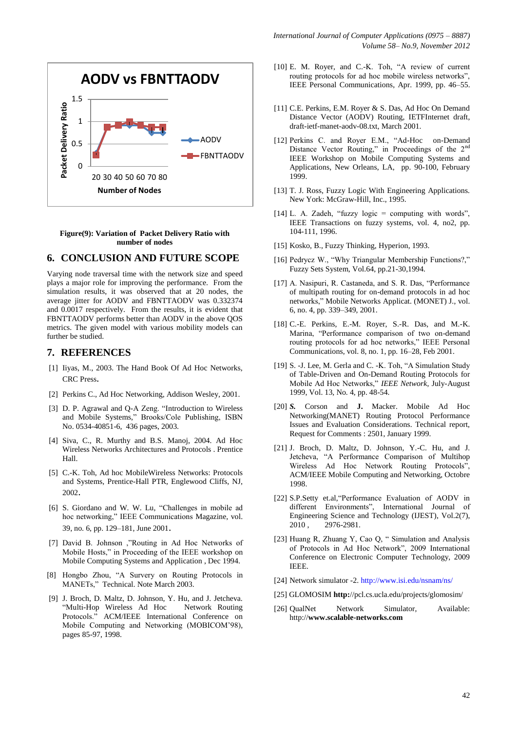AODV vs FBNTTAODV

Packet Delivery Ratio

1.5
1
0.5
0

20 30 40 50 60 70 80

Number of Nodes

AODV
FBNTTAODV

**Figure(9): Variation of Packet Delivery Ratio with number of nodes**

## 6. CONCLUSION AND FUTURE SCOPE

Varying node traversal time with the network size and speed plays a major role for improving the performance. From the simulation results, it was observed that at 20 nodes, the average jitter for AODV and FBNTTAODV was 0.332374 and 0.0017 respectively. From the results, it is evident that FBNTTAODV performs better than AODV in the above QOS metrics. The given model with various mobility models can further be studied.

## 7. REFERENCES

[1] Iiyas, M., 2003. The Hand Book Of Ad Hoc Networks, CRC Press.

[2] Perkins C., Ad Hoc Networking, Addison Wesley, 2001.

[3] D. P. Agrawal and Q-A Zeng. "Introduction to Wireless and Mobile Systems," Brooks/Cole Publishing, ISBN No. 0534-40851-6, 436 pages, 2003.

[4] Siva, C., R. Murthy and B.S. Manoj, 2004. Ad Hoc Wireless Networks Architectures and Protocols . Prentice Hall.

[5] C.-K. Toh, Ad hoc MobileWireless Networks: Protocols and Systems, Prentice-Hall PTR, Englewood Cliffs, NJ, 2002.

[6] S. Giordano and W. W. Lu, "Challenges in mobile ad hoc networking," IEEE Communications Magazine, vol. 39, no. 6, pp. 129–181, June 2001.

[7] David B. Johnson ,"Routing in Ad Hoc Networks of Mobile Hosts," in Proceeding of the IEEE workshop on Mobile Computing Systems and Application , Dec 1994.

[8] Hongbo Zhou, "A Survery on Routing Protocols in MANETs," Technical. Note March 2003.

[9] J. Broch, D. Maltz, D. Johnson, Y. Hu, and J. Jetcheva. "Multi-Hop Wireless Ad Hoc Network Routing Protocols." ACM/IEEE International Conference on Mobile Computing and Networking (MOBICOM'98), pages 85-97, 1998.

[10] E. M. Royer, and C.-K. Toh, "A review of current routing protocols for ad hoc mobile wireless networks", IEEE Personal Communications, Apr. 1999, pp. 46–55.

[11] C.E. Perkins, E.M. Royer & S. Das, Ad Hoc On Demand Distance Vector (AODV) Routing, IETFInternet draft, draft-ietf-manet-aodv-08.txt, March 2001.

[12] Perkins C. and Royer E.M., "Ad-Hoc on-Demand Distance Vector Routing," in Proceedings of the 2nd IEEE Workshop on Mobile Computing Systems and Applications, New Orleans, LA, pp. 90-100, February 1999.

[13] T. J. Ross, Fuzzy Logic With Engineering Applications. New York: McGraw-Hill, Inc., 1995.

[14] L. A. Zadeh, "fuzzy logic = computing with words", IEEE Transactions on fuzzy systems, vol. 4, no2, pp. 104-111, 1996.

[15] Kosko, B., Fuzzy Thinking, Hyperion, 1993.

[16] Pedrycz W., "Why Triangular Membership Functions?," Fuzzy Sets System, Vol.64, pp.21-30,1994.

[17] A. Nasipuri, R. Castaneda, and S. R. Das, "Performance of multipath routing for on-demand protocols in ad hoc networks," Mobile Networks Applicat. (MONET) J., vol. 6, no. 4, pp. 339–349, 2001.

[18] C.-E. Perkins, E.-M. Royer, S.-R. Das, and M.-K. Marina, "Performance comparison of two on-demand routing protocols for ad hoc networks," IEEE Personal Communications, vol. 8, no. 1, pp. 16–28, Feb 2001.

[19] S. -J. Lee, M. Gerla and C. -K. Toh, "A Simulation Study of Table-Driven and On-Demand Routing Protocols for Mobile Ad Hoc Networks," *IEEE Network*, July-August 1999, Vol. 13, No. 4, pp. 48-54.

[20] ***S.*** Corson and **J.** Macker. Mobile Ad Hoc Networking(MANET) Routing Protocol Performance Issues and Evaluation Considerations. Technical report, Request for Comments : 2501, January 1999.

[21] J. Broch, D. Maltz, D. Johnson, Y.-C. Hu, and J. Jetcheva, "A Performance Comparison of Multihop Wireless Ad Hoc Network Routing Protocols", ACM/IEEE Mobile Computing and Networking, Octobre 1998.

[22] S.P.Setty et.al,"Performance Evaluation of AODV in different Environments", International Journal of Engineering Science and Technology (IJEST), Vol.2(7), 2010 , 2976-2981.

[23] Huang R, Zhuang Y, Cao Q, " Simulation and Analysis of Protocols in Ad Hoc Network", 2009 International Conference on Electronic Computer Technology, 2009 IEEE.

[24] Network simulator -2. http://www.isi.edu/nsnam/ns/

[25] GLOMOSIM **http:**//pcl.cs.ucla.edu/projects/glomosim/

[26] QualNet Network Simulator, Available: http://**www.scalable-networks.com**